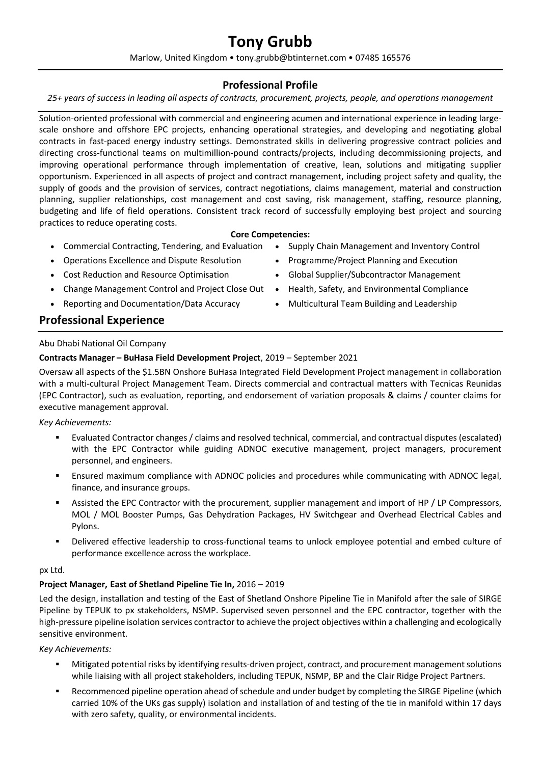# Tony Grubb

Marlow, United Kingdom • tony.grubb@btinternet.com • 07485 165576

## Professional Profile

*25+ years of success in leading all aspects of contracts, procurement, projects, people, and operations management*

Solution-oriented professional with commercial and engineering acumen and international experience in leading large-scale onshore and offshore EPC projects, enhancing operational strategies, and developing and negotiating global contracts in fast-paced energy industry settings. Demonstrated skills in delivering progressive contract policies and directing cross-functional teams on multimillion-pound contracts/projects, including decommissioning projects, and improving operational performance through implementation of creative, lean, solutions and mitigating supplier opportunism. Experienced in all aspects of project and contract management, including project safety and quality, the supply of goods and the provision of services, contract negotiations, claims management, material and construction planning, supplier relationships, cost management and cost saving, risk management, staffing, resource planning, budgeting and life of field operations. Consistent track record of successfully employing best project and sourcing practices to reduce operating costs.

**Core Competencies:**

- Commercial Contracting, Tendering, and Evaluation
- Operations Excellence and Dispute Resolution
- Cost Reduction and Resource Optimisation
- Change Management Control and Project Close Out
- Reporting and Documentation/Data Accuracy
- Supply Chain Management and Inventory Control
- Programme/Project Planning and Execution
- Global Supplier/Subcontractor Management
- Health, Safety, and Environmental Compliance
- Multicultural Team Building and Leadership

## Professional Experience

Abu Dhabi National Oil Company

**Contracts Manager – BuHasa Field Development Project**, 2019 – September 2021

Oversaw all aspects of the $1.5BN Onshore BuHasa Integrated Field Development Project management in collaboration with a multi-cultural Project Management Team. Directs commercial and contractual matters with Tecnicas Reunidas (EPC Contractor), such as evaluation, reporting, and endorsement of variation proposals & claims / counter claims for executive management approval.

*Key Achievements:*

- Evaluated Contractor changes / claims and resolved technical, commercial, and contractual disputes (escalated) with the EPC Contractor while guiding ADNOC executive management, project managers, procurement personnel, and engineers.
- Ensured maximum compliance with ADNOC policies and procedures while communicating with ADNOC legal, finance, and insurance groups.
- Assisted the EPC Contractor with the procurement, supplier management and import of HP / LP Compressors, MOL / MOL Booster Pumps, Gas Dehydration Packages, HV Switchgear and Overhead Electrical Cables and Pylons.
- Delivered effective leadership to cross-functional teams to unlock employee potential and embed culture of performance excellence across the workplace.

px Ltd.

**Project Manager, East of Shetland Pipeline Tie In,** 2016 – 2019

Led the design, installation and testing of the East of Shetland Onshore Pipeline Tie in Manifold after the sale of SIRGE Pipeline by TEPUK to px stakeholders, NSMP. Supervised seven personnel and the EPC contractor, together with the high-pressure pipeline isolation services contractor to achieve the project objectives within a challenging and ecologically sensitive environment.

*Key Achievements:*

- Mitigated potential risks by identifying results-driven project, contract, and procurement management solutions while liaising with all project stakeholders, including TEPUK, NSMP, BP and the Clair Ridge Project Partners.
- Recommenced pipeline operation ahead of schedule and under budget by completing the SIRGE Pipeline (which carried 10% of the UKs gas supply) isolation and installation of and testing of the tie in manifold within 17 days with zero safety, quality, or environmental incidents.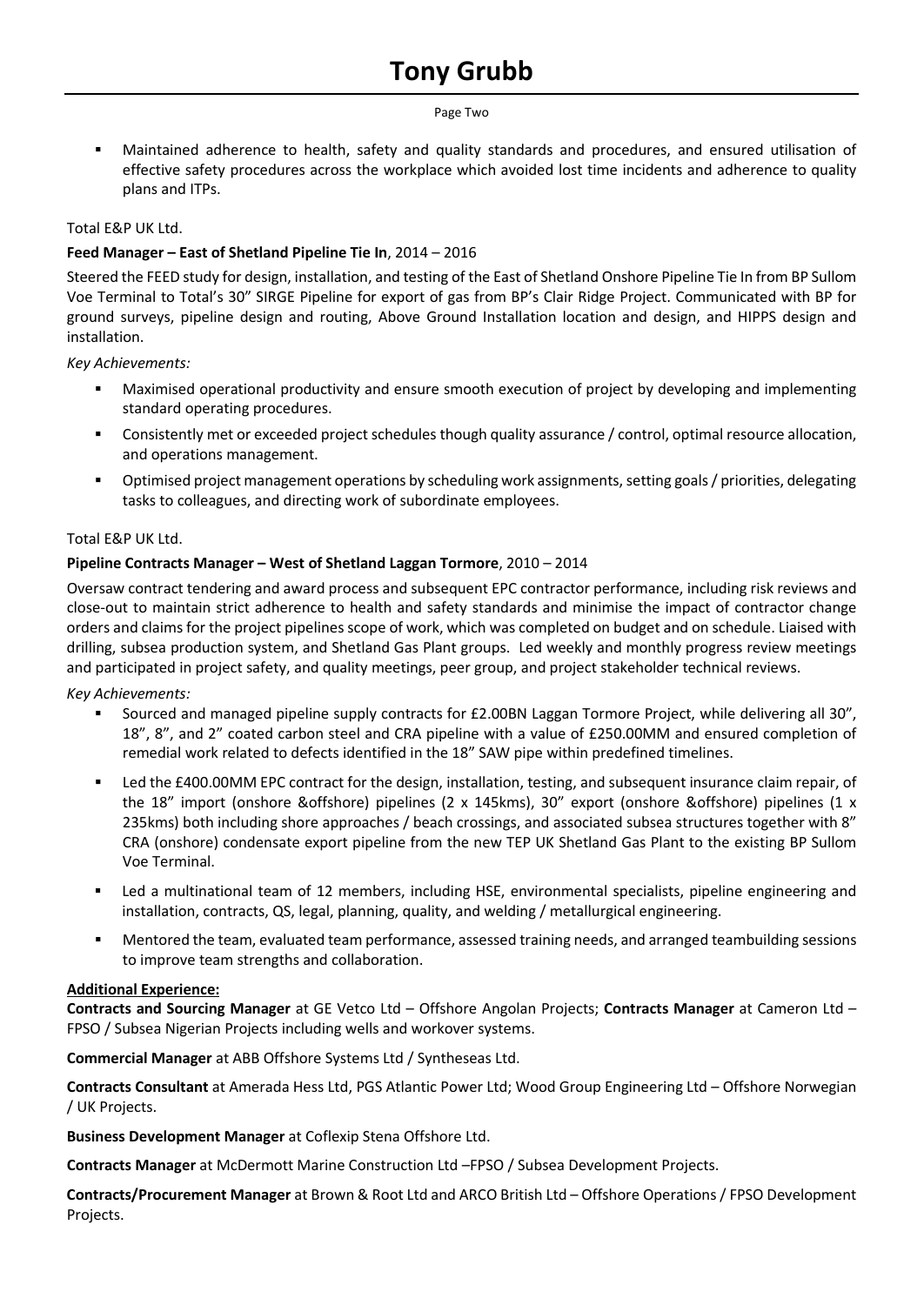- Maintained adherence to health, safety and quality standards and procedures, and ensured utilisation of effective safety procedures across the workplace which avoided lost time incidents and adherence to quality plans and ITPs.

Total E&P UK Ltd.

**Feed Manager – East of Shetland Pipeline Tie In**, 2014 – 2016

Steered the FEED study for design, installation, and testing of the East of Shetland Onshore Pipeline Tie In from BP Sullom Voe Terminal to Total's 30" SIRGE Pipeline for export of gas from BP's Clair Ridge Project. Communicated with BP for ground surveys, pipeline design and routing, Above Ground Installation location and design, and HIPPS design and installation.

*Key Achievements:*

- Maximised operational productivity and ensure smooth execution of project by developing and implementing standard operating procedures.
- Consistently met or exceeded project schedules though quality assurance / control, optimal resource allocation, and operations management.
- Optimised project management operations by scheduling work assignments, setting goals / priorities, delegating tasks to colleagues, and directing work of subordinate employees.

Total E&P UK Ltd.

**Pipeline Contracts Manager – West of Shetland Laggan Tormore**, 2010 – 2014

Oversaw contract tendering and award process and subsequent EPC contractor performance, including risk reviews and close-out to maintain strict adherence to health and safety standards and minimise the impact of contractor change orders and claims for the project pipelines scope of work, which was completed on budget and on schedule. Liaised with drilling, subsea production system, and Shetland Gas Plant groups. Led weekly and monthly progress review meetings and participated in project safety, and quality meetings, peer group, and project stakeholder technical reviews.

*Key Achievements:*

- Sourced and managed pipeline supply contracts for £2.00BN Laggan Tormore Project, while delivering all 30", 18", 8", and 2" coated carbon steel and CRA pipeline with a value of £250.00MM and ensured completion of remedial work related to defects identified in the 18" SAW pipe within predefined timelines.
- Led the £400.00MM EPC contract for the design, installation, testing, and subsequent insurance claim repair, of the 18" import (onshore &offshore) pipelines (2 x 145kms), 30" export (onshore &offshore) pipelines (1 x 235kms) both including shore approaches / beach crossings, and associated subsea structures together with 8" CRA (onshore) condensate export pipeline from the new TEP UK Shetland Gas Plant to the existing BP Sullom Voe Terminal.
- Led a multinational team of 12 members, including HSE, environmental specialists, pipeline engineering and installation, contracts, QS, legal, planning, quality, and welding / metallurgical engineering.
- Mentored the team, evaluated team performance, assessed training needs, and arranged teambuilding sessions to improve team strengths and collaboration.

**Additional Experience:**

**Contracts and Sourcing Manager** at GE Vetco Ltd – Offshore Angolan Projects; **Contracts Manager** at Cameron Ltd – FPSO / Subsea Nigerian Projects including wells and workover systems.

**Commercial Manager** at ABB Offshore Systems Ltd / Syntheseas Ltd.

**Contracts Consultant** at Amerada Hess Ltd, PGS Atlantic Power Ltd; Wood Group Engineering Ltd – Offshore Norwegian / UK Projects.

**Business Development Manager** at Coflexip Stena Offshore Ltd.

**Contracts Manager** at McDermott Marine Construction Ltd –FPSO / Subsea Development Projects.

**Contracts/Procurement Manager** at Brown & Root Ltd and ARCO British Ltd – Offshore Operations / FPSO Development Projects.